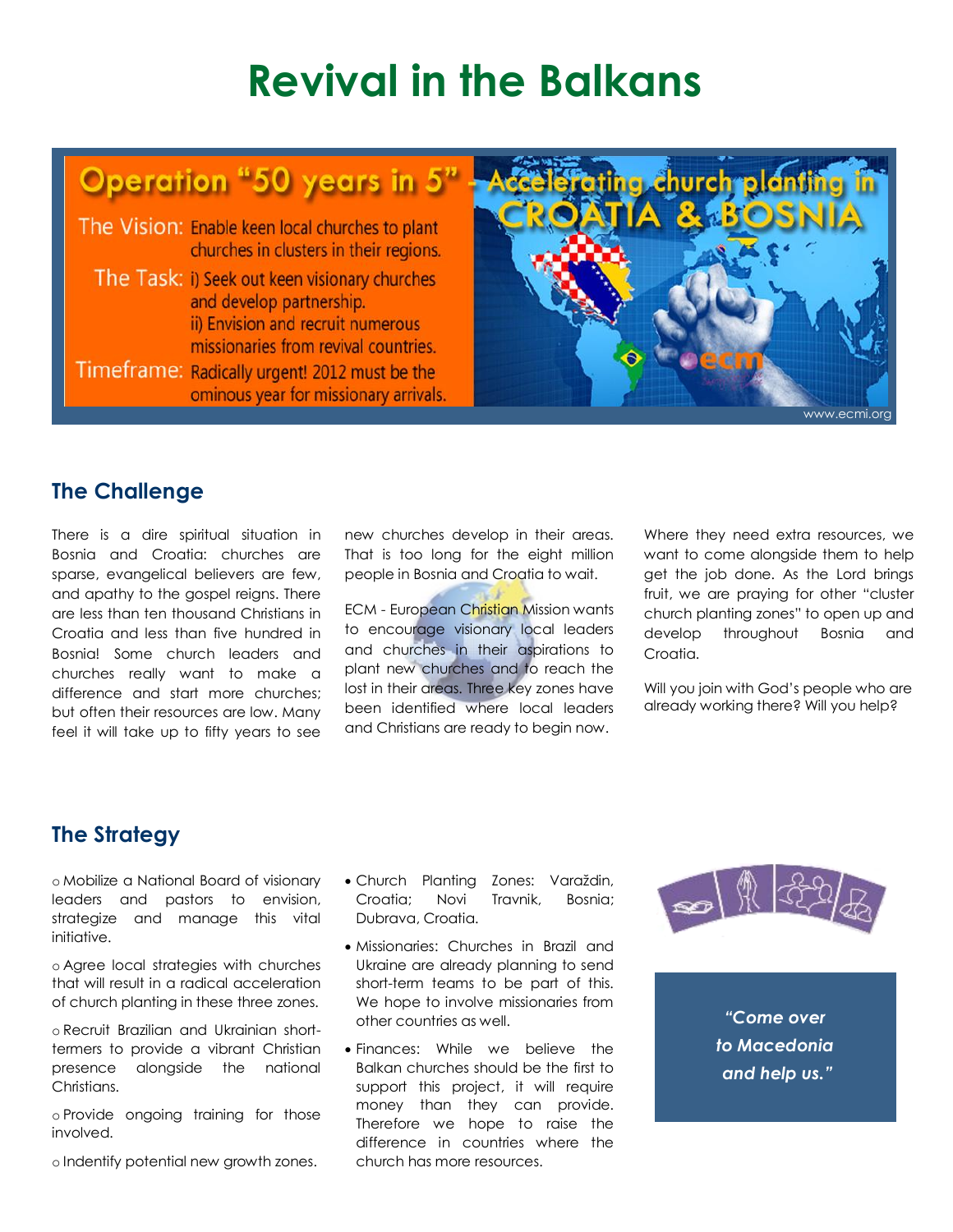# Revival in the Balkans

Operation "50 years in 5" - Accelerating church planting in CROATIA & BOSNIA

The Vision: Enable keen local churches to plant churches in clusters in their regions.

The Task: i) Seek out keen visionary churches and develop partnership.
ii) Envision and recruit numerous missionaries from revival countries.

Timeframe: Radically urgent! 2012 must be the ominous year for missionary arrivals.

www.ecmi.org

## The Challenge

There is a dire spiritual situation in Bosnia and Croatia: churches are sparse, evangelical believers are few, and apathy to the gospel reigns. There are less than ten thousand Christians in Croatia and less than five hundred in Bosnia! Some church leaders and churches really want to make a difference and start more churches; but often their resources are low. Many feel it will take up to fifty years to see new churches develop in their areas. That is too long for the eight million people in Bosnia and Croatia to wait.

ECM - European Christian Mission wants to encourage visionary local leaders and churches in their aspirations to plant new churches and to reach the lost in their areas. Three key zones have been identified where local leaders and Christians are ready to begin now.

Where they need extra resources, we want to come alongside them to help get the job done. As the Lord brings fruit, we are praying for other "cluster church planting zones" to open up and develop throughout Bosnia and Croatia.

Will you join with God's people who are already working there? Will you help?

## The Strategy

- Mobilize a National Board of visionary leaders and pastors to envision, strategize and manage this vital initiative.
- Agree local strategies with churches that will result in a radical acceleration of church planting in these three zones.
- Recruit Brazilian and Ukrainian short-termers to provide a vibrant Christian presence alongside the national Christians.
- Provide ongoing training for those involved.
- Indentify potential new growth zones.

- Church Planting Zones: Varaždin, Croatia; Novi Travnik, Bosnia; Dubrava, Croatia.
- Missionaries: Churches in Brazil and Ukraine are already planning to send short-term teams to be part of this. We hope to involve missionaries from other countries as well.
- Finances: While we believe the Balkan churches should be the first to support this project, it will require money than they can provide. Therefore we hope to raise the difference in countries where the church has more resources.

*"Come over to Macedonia and help us."*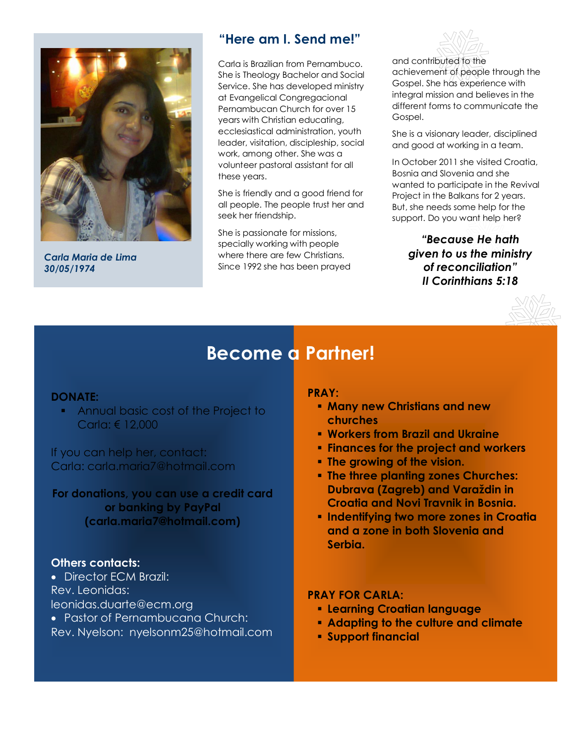*Carla Maria de Lima*
*30/05/1974*

## "Here am I. Send me!"

Carla is Brazilian from Pernambuco. She is Theology Bachelor and Social Service. She has developed ministry at Evangelical Congregacional Pernambucan Church for over 15 years with Christian educating, ecclesiastical administration, youth leader, visitation, discipleship, social work, among other. She was a volunteer pastoral assistant for all these years.

She is friendly and a good friend for all people. The people trust her and seek her friendship.

She is passionate for missions, specially working with people where there are few Christians. Since 1992 she has been prayed and contributed to the achievement of people through the Gospel. She has experience with integral mission and believes in the different forms to communicate the Gospel.

She is a visionary leader, disciplined and good at working in a team.

In October 2011 she visited Croatia, Bosnia and Slovenia and she wanted to participate in the Revival Project in the Balkans for 2 years. But, she needs some help for the support. Do you want help her?

***"Because He hath given to us the ministry of reconciliation"***
***II Corinthians 5:18***

# Become a Partner!

**DONATE:**

- Annual basic cost of the Project to Carla: € 12,000

If you can help her, contact:
Carla: carla.maria7@hotmail.com

**For donations, you can use a credit card or banking by PayPal (carla.maria7@hotmail.com)**

**Others contacts:**

- Director ECM Brazil:
Rev. Leonidas:
leonidas.duarte@ecm.org
- Pastor of Pernambucana Church:
Rev. Nyelson: nyelsonm25@hotmail.com

**PRAY:**

- **Many new Christians and new churches**
- **Workers from Brazil and Ukraine**
- **Finances for the project and workers**
- **The growing of the vision.**
- **The three planting zones Churches: Dubrava (Zagreb) and Varaždin in Croatia and Novi Travnik in Bosnia.**
- **Indentifying two more zones in Croatia and a zone in both Slovenia and Serbia.**

**PRAY FOR CARLA:**

- **Learning Croatian language**
- **Adapting to the culture and climate**
- **Support financial**